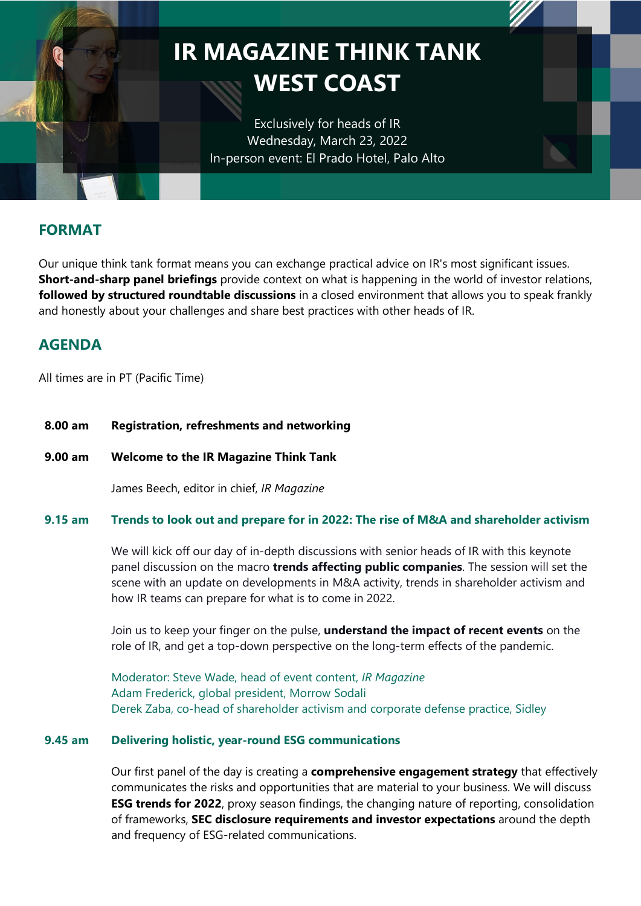# IR MAGAZINE THINK TANK WEST COAST

Exclusively for heads of IR
Wednesday, March 23, 2022
In-person event: El Prado Hotel, Palo Alto

## FORMAT

Our unique think tank format means you can exchange practical advice on IR's most significant issues. **Short-and-sharp panel briefings** provide context on what is happening in the world of investor relations, **followed by structured roundtable discussions** in a closed environment that allows you to speak frankly and honestly about your challenges and share best practices with other heads of IR.

## AGENDA

All times are in PT (Pacific Time)

**8.00 am** **Registration, refreshments and networking**

**9.00 am** **Welcome to the IR Magazine Think Tank**

James Beech, editor in chief, *IR Magazine*

**9.15 am** **Trends to look out and prepare for in 2022: The rise of M&A and shareholder activism**

We will kick off our day of in-depth discussions with senior heads of IR with this keynote panel discussion on the macro **trends affecting public companies**. The session will set the scene with an update on developments in M&A activity, trends in shareholder activism and how IR teams can prepare for what is to come in 2022.

Join us to keep your finger on the pulse, **understand the impact of recent events** on the role of IR, and get a top-down perspective on the long-term effects of the pandemic.

Moderator: Steve Wade, head of event content, *IR Magazine*
Adam Frederick, global president, Morrow Sodali
Derek Zaba, co-head of shareholder activism and corporate defense practice, Sidley

**9.45 am** **Delivering holistic, year-round ESG communications**

Our first panel of the day is creating a **comprehensive engagement strategy** that effectively communicates the risks and opportunities that are material to your business. We will discuss **ESG trends for 2022**, proxy season findings, the changing nature of reporting, consolidation of frameworks, **SEC disclosure requirements and investor expectations** around the depth and frequency of ESG-related communications.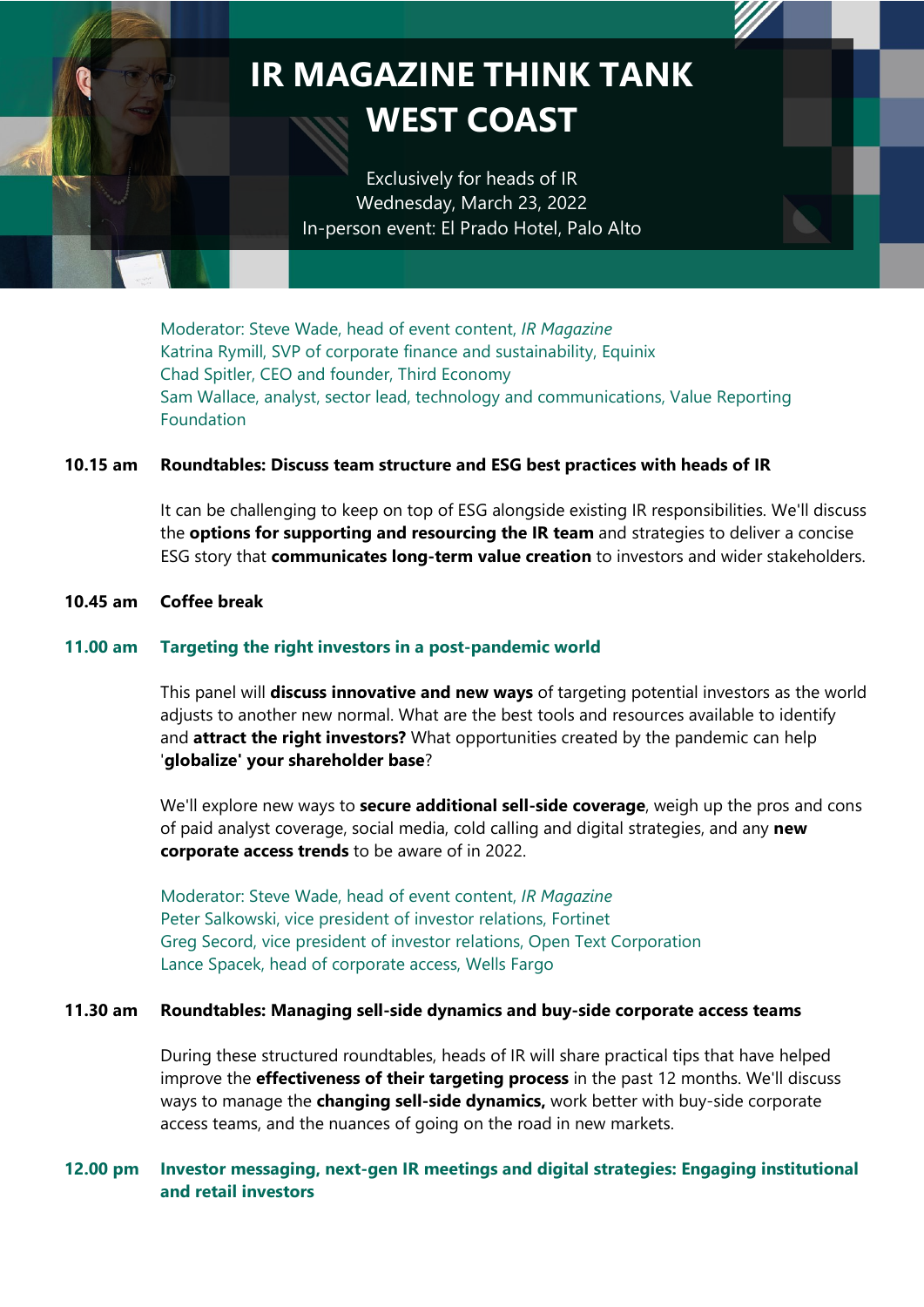# IR MAGAZINE THINK TANK WEST COAST

Exclusively for heads of IR
Wednesday, March 23, 2022
In-person event: El Prado Hotel, Palo Alto

Moderator: Steve Wade, head of event content, *IR Magazine*
Katrina Rymill, SVP of corporate finance and sustainability, Equinix
Chad Spitler, CEO and founder, Third Economy
Sam Wallace, analyst, sector lead, technology and communications, Value Reporting Foundation

**10.15 am** **Roundtables: Discuss team structure and ESG best practices with heads of IR**

It can be challenging to keep on top of ESG alongside existing IR responsibilities. We'll discuss the **options for supporting and resourcing the IR team** and strategies to deliver a concise ESG story that **communicates long-term value creation** to investors and wider stakeholders.

**10.45 am** **Coffee break**

**11.00 am** **Targeting the right investors in a post-pandemic world**

This panel will **discuss innovative and new ways** of targeting potential investors as the world adjusts to another new normal. What are the best tools and resources available to identify and **attract the right investors?** What opportunities created by the pandemic can help '**globalize' your shareholder base**?

We'll explore new ways to **secure additional sell-side coverage**, weigh up the pros and cons of paid analyst coverage, social media, cold calling and digital strategies, and any **new corporate access trends** to be aware of in 2022.

Moderator: Steve Wade, head of event content, *IR Magazine*
Peter Salkowski, vice president of investor relations, Fortinet
Greg Secord, vice president of investor relations, Open Text Corporation
Lance Spacek, head of corporate access, Wells Fargo

**11.30 am** **Roundtables: Managing sell-side dynamics and buy-side corporate access teams**

During these structured roundtables, heads of IR will share practical tips that have helped improve the **effectiveness of their targeting process** in the past 12 months. We'll discuss ways to manage the **changing sell-side dynamics,** work better with buy-side corporate access teams, and the nuances of going on the road in new markets.

**12.00 pm** **Investor messaging, next-gen IR meetings and digital strategies: Engaging institutional and retail investors**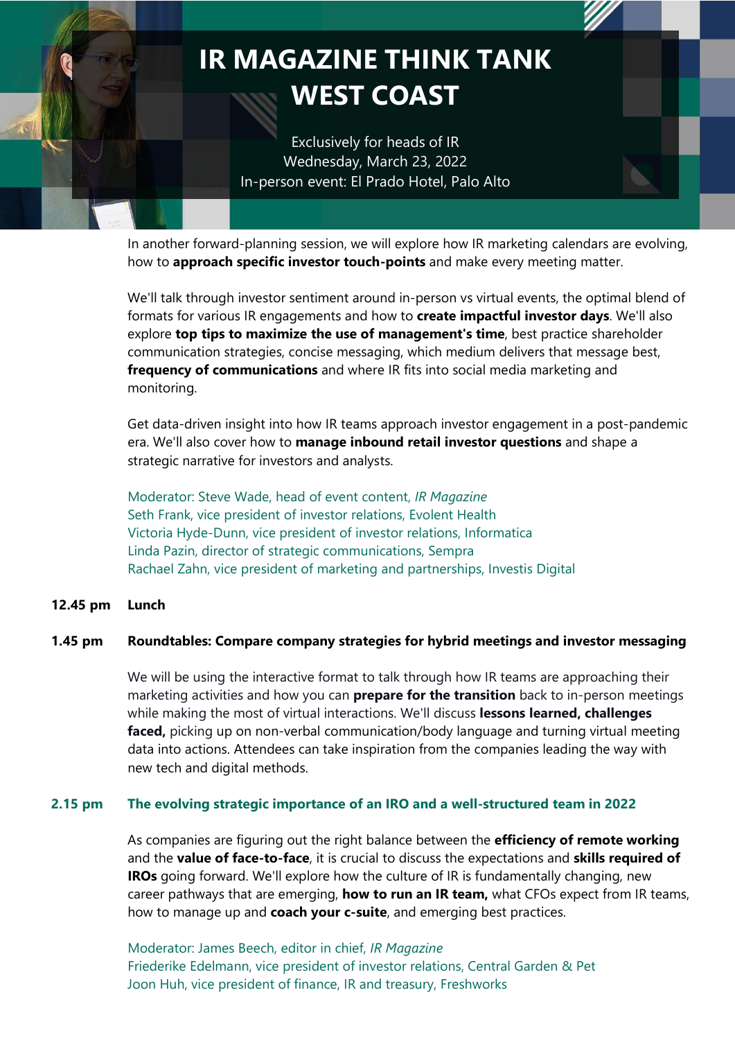# IR MAGAZINE THINK TANK WEST COAST

Exclusively for heads of IR
Wednesday, March 23, 2022
In-person event: El Prado Hotel, Palo Alto

In another forward-planning session, we will explore how IR marketing calendars are evolving, how to **approach specific investor touch-points** and make every meeting matter.

We'll talk through investor sentiment around in-person vs virtual events, the optimal blend of formats for various IR engagements and how to **create impactful investor days**. We'll also explore **top tips to maximize the use of management's time**, best practice shareholder communication strategies, concise messaging, which medium delivers that message best, **frequency of communications** and where IR fits into social media marketing and monitoring.

Get data-driven insight into how IR teams approach investor engagement in a post-pandemic era. We'll also cover how to **manage inbound retail investor questions** and shape a strategic narrative for investors and analysts.

Moderator: Steve Wade, head of event content, *IR Magazine*
Seth Frank, vice president of investor relations, Evolent Health
Victoria Hyde-Dunn, vice president of investor relations, Informatica
Linda Pazin, director of strategic communications, Sempra
Rachael Zahn, vice president of marketing and partnerships, Investis Digital

**12.45 pm** **Lunch**

**1.45 pm** **Roundtables: Compare company strategies for hybrid meetings and investor messaging**

We will be using the interactive format to talk through how IR teams are approaching their marketing activities and how you can **prepare for the transition** back to in-person meetings while making the most of virtual interactions. We'll discuss **lessons learned, challenges faced,** picking up on non-verbal communication/body language and turning virtual meeting data into actions. Attendees can take inspiration from the companies leading the way with new tech and digital methods.

**2.15 pm** **The evolving strategic importance of an IRO and a well-structured team in 2022**

As companies are figuring out the right balance between the **efficiency of remote working** and the **value of face-to-face**, it is crucial to discuss the expectations and **skills required of IROs** going forward. We'll explore how the culture of IR is fundamentally changing, new career pathways that are emerging, **how to run an IR team,** what CFOs expect from IR teams, how to manage up and **coach your c-suite**, and emerging best practices.

Moderator: James Beech, editor in chief, *IR Magazine*
Friederike Edelmann, vice president of investor relations, Central Garden & Pet
Joon Huh, vice president of finance, IR and treasury, Freshworks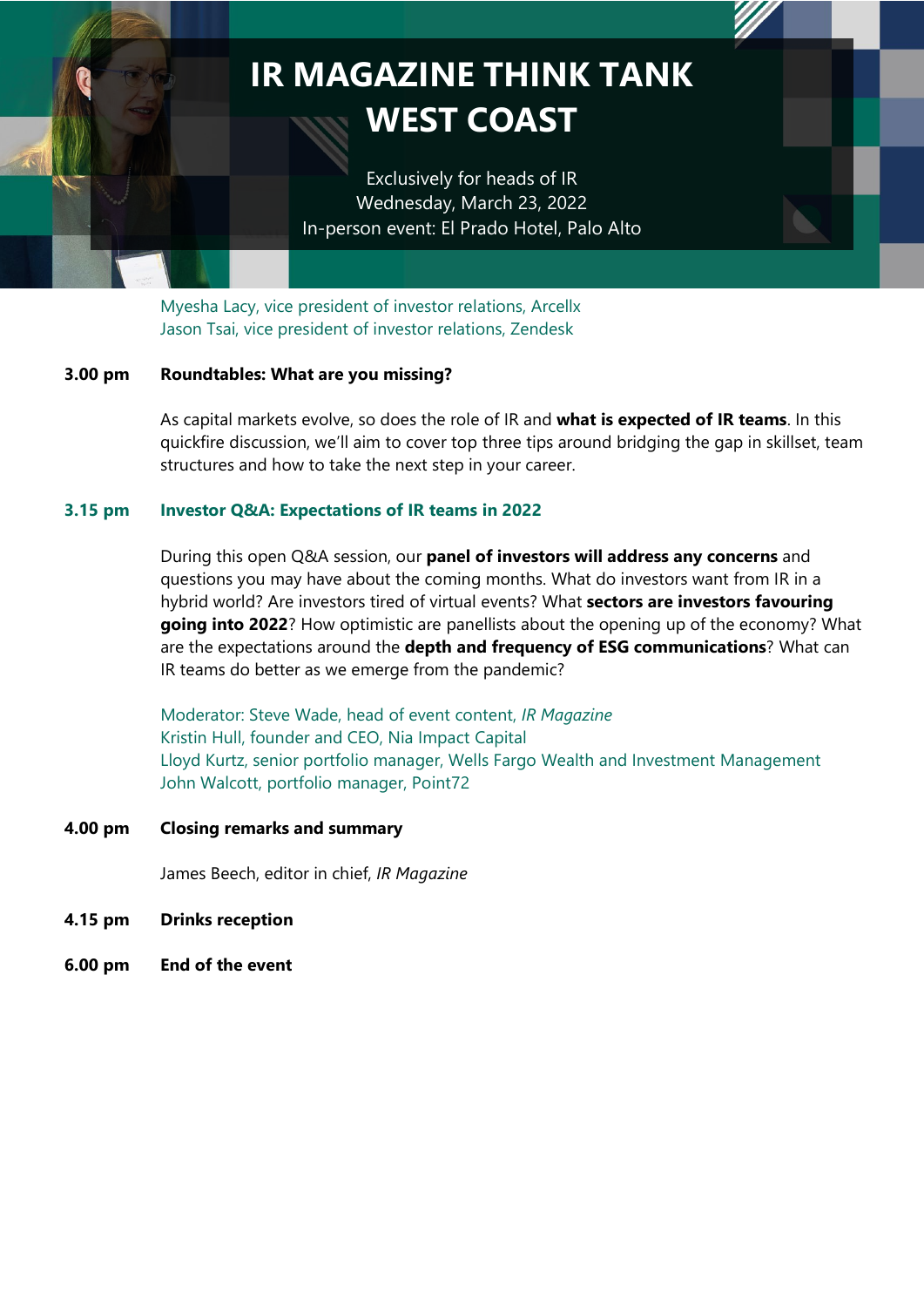# IR MAGAZINE THINK TANK WEST COAST

Exclusively for heads of IR
Wednesday, March 23, 2022
In-person event: El Prado Hotel, Palo Alto

Myesha Lacy, vice president of investor relations, Arcellx
Jason Tsai, vice president of investor relations, Zendesk

**3.00 pm** **Roundtables: What are you missing?**

As capital markets evolve, so does the role of IR and **what is expected of IR teams**. In this quickfire discussion, we'll aim to cover top three tips around bridging the gap in skillset, team structures and how to take the next step in your career.

**3.15 pm** **Investor Q&A: Expectations of IR teams in 2022**

During this open Q&A session, our **panel of investors will address any concerns** and questions you may have about the coming months. What do investors want from IR in a hybrid world? Are investors tired of virtual events? What **sectors are investors favouring going into 2022**? How optimistic are panellists about the opening up of the economy? What are the expectations around the **depth and frequency of ESG communications**? What can IR teams do better as we emerge from the pandemic?

Moderator: Steve Wade, head of event content, *IR Magazine*
Kristin Hull, founder and CEO, Nia Impact Capital
Lloyd Kurtz, senior portfolio manager, Wells Fargo Wealth and Investment Management
John Walcott, portfolio manager, Point72

**4.00 pm** **Closing remarks and summary**

James Beech, editor in chief, *IR Magazine*

**4.15 pm** **Drinks reception**

**6.00 pm** **End of the event**